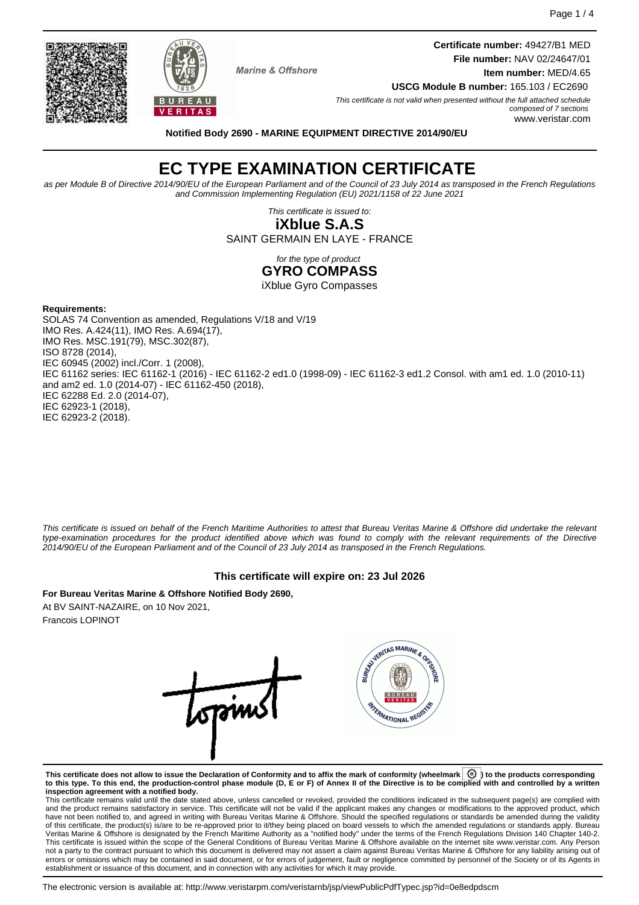Marine & Offshore

**Certificate number:** 49427/B1 MED
**File number:** NAV 02/24647/01
**Item number:** MED/4.65
**USCG Module B number:** 165.103 / EC2690

*This certificate is not valid when presented without the full attached schedule composed of 7 sections*
www.veristar.com

**Notified Body 2690 - MARINE EQUIPMENT DIRECTIVE 2014/90/EU**

# EC TYPE EXAMINATION CERTIFICATE

*as per Module B of Directive 2014/90/EU of the European Parliament and of the Council of 23 July 2014 as transposed in the French Regulations and Commission Implementing Regulation (EU) 2021/1158 of 22 June 2021*

*This certificate is issued to:*
**iXblue S.A.S**
SAINT GERMAIN EN LAYE - FRANCE

*for the type of product*
**GYRO COMPASS**
iXblue Gyro Compasses

**Requirements:**
SOLAS 74 Convention as amended, Regulations V/18 and V/19
IMO Res. A.424(11), IMO Res. A.694(17),
IMO Res. MSC.191(79), MSC.302(87),
ISO 8728 (2014),
IEC 60945 (2002) incl./Corr. 1 (2008),
IEC 61162 series: IEC 61162-1 (2016) - IEC 61162-2 ed1.0 (1998-09) - IEC 61162-3 ed1.2 Consol. with am1 ed. 1.0 (2010-11) and am2 ed. 1.0 (2014-07) - IEC 61162-450 (2018),
IEC 62288 Ed. 2.0 (2014-07),
IEC 62923-1 (2018),
IEC 62923-2 (2018).

*This certificate is issued on behalf of the French Maritime Authorities to attest that Bureau Veritas Marine & Offshore did undertake the relevant type-examination procedures for the product identified above which was found to comply with the relevant requirements of the Directive 2014/90/EU of the European Parliament and of the Council of 23 July 2014 as transposed in the French Regulations.*

**This certificate will expire on: 23 Jul 2026**

**For Bureau Veritas Marine & Offshore Notified Body 2690,**
At BV SAINT-NAZAIRE, on 10 Nov 2021,
Francois LOPINOT

**This certificate does not allow to issue the Declaration of Conformity and to affix the mark of conformity (wheelmark) to the products corresponding to this type. To this end, the production-control phase module (D, E or F) of Annex II of the Directive is to be complied with and controlled by a written inspection agreement with a notified body.**

This certificate remains valid until the date stated above, unless cancelled or revoked, provided the conditions indicated in the subsequent page(s) are complied with and the product remains satisfactory in service. This certificate will not be valid if the applicant makes any changes or modifications to the approved product, which have not been notified to, and agreed in writing with Bureau Veritas Marine & Offshore. Should the specified regulations or standards be amended during the validity of this certificate, the product(s) is/are to be re-approved prior to it/they being placed on board vessels to which the amended regulations or standards apply. Bureau Veritas Marine & Offshore is designated by the French Maritime Authority as a "notified body" under the terms of the French Regulations Division 140 Chapter 140-2. This certificate is issued within the scope of the General Conditions of Bureau Veritas Marine & Offshore available on the internet site www.veristar.com. Any Person not a party to the contract pursuant to which this document is delivered may not assert a claim against Bureau Veritas Marine & Offshore for any liability arising out of errors or omissions which may be contained in said document, or for errors of judgement, fault or negligence committed by personnel of the Society or of its Agents in establishment or issuance of this document, and in connection with any activities for which it may provide.

The electronic version is available at: http://www.veristarpm.com/veristarnb/jsp/viewPublicPdfTypec.jsp?id=0e8edpdscm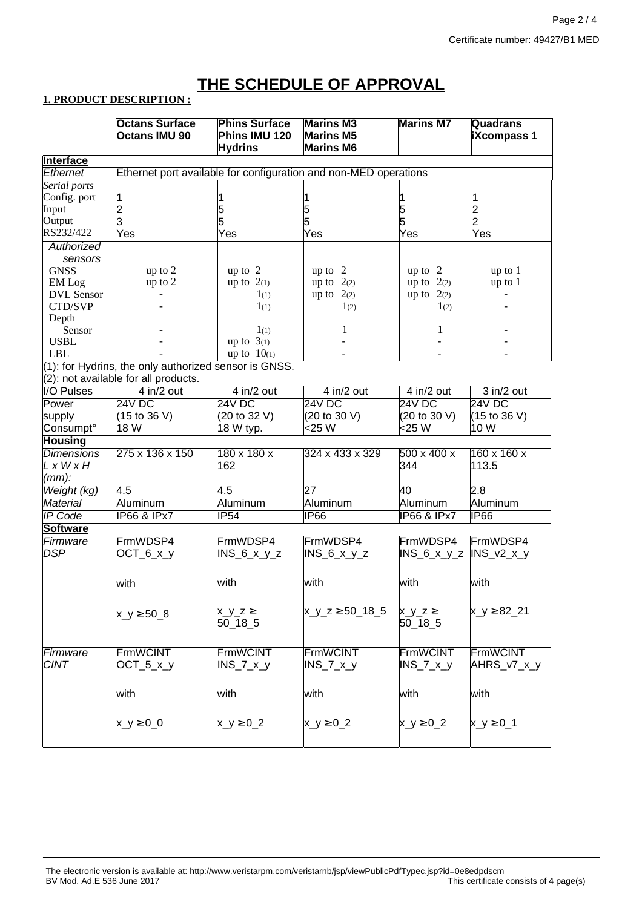Certificate number: 49427/B1 MED

# THE SCHEDULE OF APPROVAL

**1. PRODUCT DESCRIPTION :**

| | Octans Surface Octans IMU 90 | Phins Surface Phins IMU 120 Hydrins | Marins M3 Marins M5 Marins M6 | Marins M7 | Quadrans iXcompass 1 |
|---|---|---|---|---|---|
| **Interface** | | | | | |
| *Ethernet* | Ethernet port available for configuration and non-MED operations | | | | |
| *Serial ports* | | | | | |
| Config. port | 1 | 1 | 1 | 1 | 1 |
| Input | 2 | 5 | 5 | 5 | 2 |
| Output | 3 | 5 | 5 | 5 | 2 |
| RS232/422 | Yes | Yes | Yes | Yes | Yes |
| *Authorized sensors* | | | | | |
| GNSS | up to 2 | up to 2 | up to 2 | up to 2 | up to 1 |
| EM Log | up to 2 | up to 2(1) | up to 2(2) | up to 2(2) | up to 1 |
| DVL Sensor | - | 1(1) | up to 2(2) | up to 2(2) | - |
| CTD/SVP | - | 1(1) | 1(2) | 1(2) | - |
| Depth Sensor | - | 1(1) | 1 | 1 | - |
| USBL | - | up to 3(1) | - | - | - |
| LBL | - | up to 10(1) | - | - | - |
| (1): for Hydrins, the only authorized sensor is GNSS. (2): not available for all products. | | | | | |
| I/O Pulses | 4 in/2 out | 4 in/2 out | 4 in/2 out | 4 in/2 out | 3 in/2 out |
| Power supply Consumpt° | 24V DC (15 to 36 V) 18 W | 24V DC (20 to 32 V) 18 W typ. | 24V DC (20 to 30 V) <25 W | 24V DC (20 to 30 V) <25 W | 24V DC (15 to 36 V) 10 W |
| **Housing** | | | | | |
| *Dimensions L x W x H (mm):* | 275 x 136 x 150 | 180 x 180 x 162 | 324 x 433 x 329 | 500 x 400 x 344 | 160 x 160 x 113.5 |
| *Weight (kg)* | 4.5 | 4.5 | 27 | 40 | 2.8 |
| *Material* | Aluminum | Aluminum | Aluminum | Aluminum | Aluminum |
| *IP Code* | IP66 & IPx7 | IP54 | IP66 | IP66 & IPx7 | IP66 |
| **Software** | | | | | |
| *Firmware DSP* | FrmWDSP4 OCT_6_x_y with x_y ≥ 50_8 | FrmWDSP4 INS_6_x_y_z with x_y_z ≥ 50_18_5 | FrmWDSP4 INS_6_x_y_z with x_y_z ≥ 50_18_5 | FrmWDSP4 INS_6_x_y_z with x_y_z ≥ 50_18_5 | FrmWDSP4 INS_v2_x_y with x_y ≥ 82_21 |
| *Firmware CINT* | FrmWCINT OCT_5_x_y with x_y ≥ 0_0 | FrmWCINT INS_7_x_y with x_y ≥ 0_2 | FrmWCINT INS_7_x_y with x_y ≥ 0_2 | FrmWCINT INS_7_x_y with x_y ≥ 0_2 | FrmWCINT AHRS_v7_x_y with x_y ≥ 0_1 |

The electronic version is available at: http://www.veristarpm.com/veristarnb/jsp/viewPublicPdfTypec.jsp?id=0e8edpdscm
BV Mod. Ad.E 536 June 2017 — This certificate consists of 4 page(s)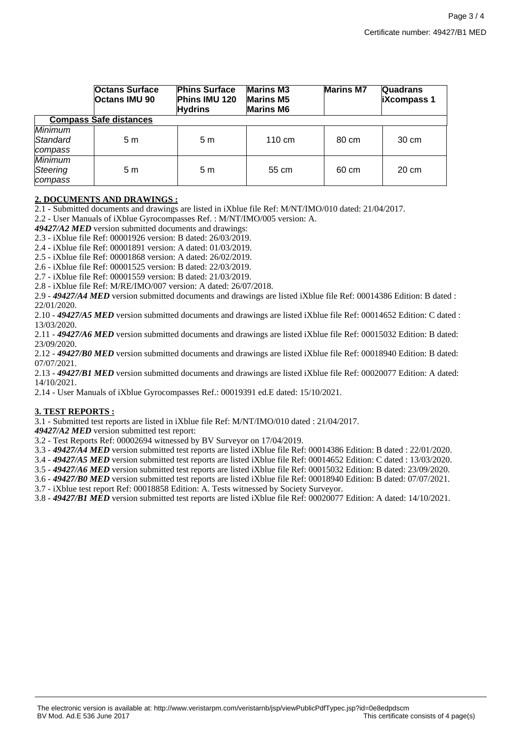| | Octans Surface<br>Octans IMU 90 | Phins Surface<br>Phins IMU 120<br>Hydrins | Marins M3<br>Marins M5<br>Marins M6 | Marins M7 | Quadrans<br>iXcompass 1 |
|---|---|---|---|---|---|
| **Compass Safe distances** | | | | | |
| *Minimum Standard compass* | 5 m | 5 m | 110 cm | 80 cm | 30 cm |
| *Minimum Steering compass* | 5 m | 5 m | 55 cm | 60 cm | 20 cm |

**2. DOCUMENTS AND DRAWINGS :**

2.1 - Submitted documents and drawings are listed in iXblue file Ref: M/NT/IMO/010 dated: 21/04/2017.
2.2 - User Manuals of iXblue Gyrocompasses Ref. : M/NT/IMO/005 version: A.
***49427/A2 MED*** version submitted documents and drawings:
2.3 - iXblue file Ref: 00001926 version: B dated: 26/03/2019.
2.4 - iXblue file Ref: 00001891 version: A dated: 01/03/2019.
2.5 - iXblue file Ref: 00001868 version: A dated: 26/02/2019.
2.6 - iXblue file Ref: 00001525 version: B dated: 22/03/2019.
2.7 - iXblue file Ref: 00001559 version: B dated: 21/03/2019.
2.8 - iXblue file Ref: M/RE/IMO/007 version: A dated: 26/07/2018.
2.9 - ***49427/A4 MED*** version submitted documents and drawings are listed iXblue file Ref: 00014386 Edition: B dated : 22/01/2020.
2.10 - ***49427/A5 MED*** version submitted documents and drawings are listed iXblue file Ref: 00014652 Edition: C dated : 13/03/2020.
2.11 - ***49427/A6 MED*** version submitted documents and drawings are listed iXblue file Ref: 00015032 Edition: B dated: 23/09/2020.
2.12 - ***49427/B0 MED*** version submitted documents and drawings are listed iXblue file Ref: 00018940 Edition: B dated: 07/07/2021.
2.13 - ***49427/B1 MED*** version submitted documents and drawings are listed iXblue file Ref: 00020077 Edition: A dated: 14/10/2021.
2.14 - User Manuals of iXblue Gyrocompasses Ref.: 00019391 ed.E dated: 15/10/2021.

**3. TEST REPORTS :**

3.1 - Submitted test reports are listed in iXblue file Ref: M/NT/IMO/010 dated : 21/04/2017.
***49427/A2 MED*** version submitted test report:
3.2 - Test Reports Ref: 00002694 witnessed by BV Surveyor on 17/04/2019.
3.3 - ***49427/A4 MED*** version submitted test reports are listed iXblue file Ref: 00014386 Edition: B dated : 22/01/2020.
3.4 - ***49427/A5 MED*** version submitted test reports are listed iXblue file Ref: 00014652 Edition: C dated : 13/03/2020.
3.5 - ***49427/A6 MED*** version submitted test reports are listed iXblue file Ref: 00015032 Edition: B dated: 23/09/2020.
3.6 - ***49427/B0 MED*** version submitted test reports are listed iXblue file Ref: 00018940 Edition: B dated: 07/07/2021.
3.7 - iXblue test report Ref: 00018858 Edition: A. Tests witnessed by Society Surveyor.
3.8 - ***49427/B1 MED*** version submitted test reports are listed iXblue file Ref: 00020077 Edition: A dated: 14/10/2021.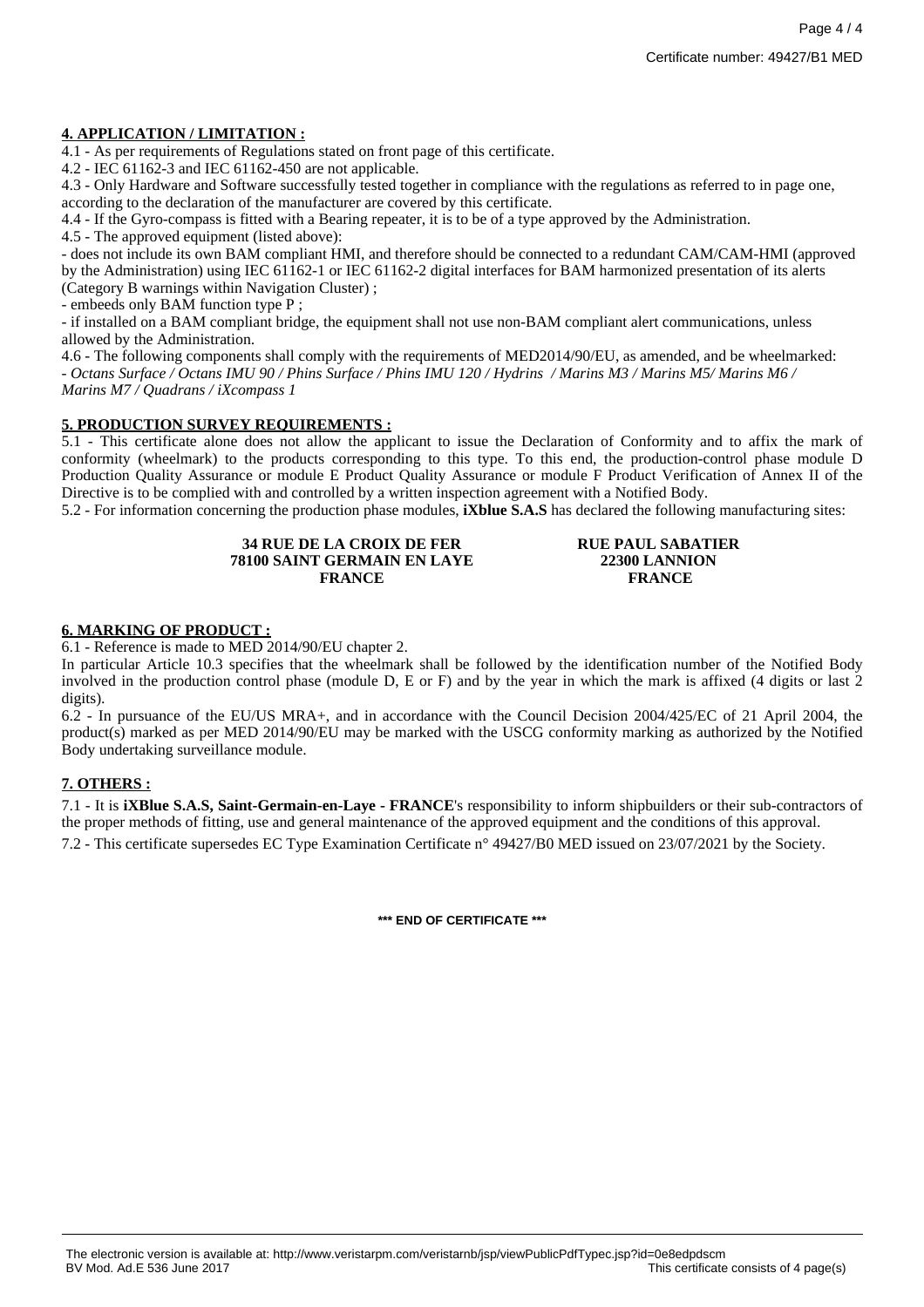## 4. APPLICATION / LIMITATION :

4.1 - As per requirements of Regulations stated on front page of this certificate.

4.2 - IEC 61162-3 and IEC 61162-450 are not applicable.

4.3 - Only Hardware and Software successfully tested together in compliance with the regulations as referred to in page one, according to the declaration of the manufacturer are covered by this certificate.

4.4 - If the Gyro-compass is fitted with a Bearing repeater, it is to be of a type approved by the Administration.

4.5 - The approved equipment (listed above):

- does not include its own BAM compliant HMI, and therefore should be connected to a redundant CAM/CAM-HMI (approved by the Administration) using IEC 61162-1 or IEC 61162-2 digital interfaces for BAM harmonized presentation of its alerts (Category B warnings within Navigation Cluster) ;
- embeeds only BAM function type P ;
- if installed on a BAM compliant bridge, the equipment shall not use non-BAM compliant alert communications, unless allowed by the Administration.

4.6 - The following components shall comply with the requirements of MED2014/90/EU, as amended, and be wheelmarked:

- *Octans Surface / Octans IMU 90 / Phins Surface / Phins IMU 120 / Hydrins / Marins M3 / Marins M5/ Marins M6 / Marins M7 / Quadrans / iXcompass 1*

## 5. PRODUCTION SURVEY REQUIREMENTS :

5.1 - This certificate alone does not allow the applicant to issue the Declaration of Conformity and to affix the mark of conformity (wheelmark) to the products corresponding to this type. To this end, the production-control phase module D Production Quality Assurance or module E Product Quality Assurance or module F Product Verification of Annex II of the Directive is to be complied with and controlled by a written inspection agreement with a Notified Body.

5.2 - For information concerning the production phase modules, **iXblue S.A.S** has declared the following manufacturing sites:

**34 RUE DE LA CROIX DE FER**
**78100 SAINT GERMAIN EN LAYE**
**FRANCE**

**RUE PAUL SABATIER**
**22300 LANNION**
**FRANCE**

## 6. MARKING OF PRODUCT :

6.1 - Reference is made to MED 2014/90/EU chapter 2.

In particular Article 10.3 specifies that the wheelmark shall be followed by the identification number of the Notified Body involved in the production control phase (module D, E or F) and by the year in which the mark is affixed (4 digits or last 2 digits).

6.2 - In pursuance of the EU/US MRA+, and in accordance with the Council Decision 2004/425/EC of 21 April 2004, the product(s) marked as per MED 2014/90/EU may be marked with the USCG conformity marking as authorized by the Notified Body undertaking surveillance module.

## 7. OTHERS :

7.1 - It is **iXBlue S.A.S, Saint-Germain-en-Laye - FRANCE**'s responsibility to inform shipbuilders or their sub-contractors of the proper methods of fitting, use and general maintenance of the approved equipment and the conditions of this approval.

7.2 - This certificate supersedes EC Type Examination Certificate n° 49427/B0 MED issued on 23/07/2021 by the Society.

**\*\*\* END OF CERTIFICATE \*\*\***